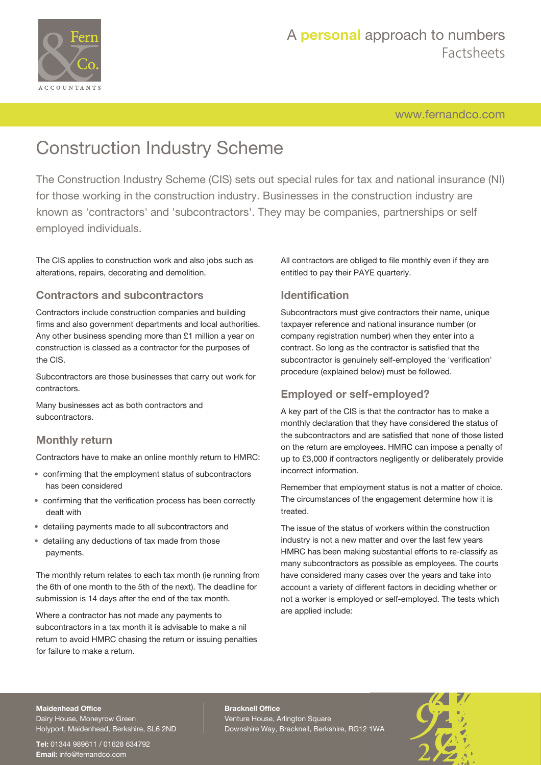# Construction Industry Scheme

The Construction Industry Scheme (CIS) sets out special rules for tax and national insurance (NI) for those working in the construction industry. Businesses in the construction industry are known as 'contractors' and 'subcontractors'. They may be companies, partnerships or self employed individuals.

The CIS applies to construction work and also jobs such as alterations, repairs, decorating and demolition.

## Contractors and subcontractors

Contractors include construction companies and building firms and also government departments and local authorities. Any other business spending more than £1 million a year on construction is classed as a contractor for the purposes of the CIS.

Subcontractors are those businesses that carry out work for contractors.

Many businesses act as both contractors and subcontractors.

## Monthly return

Contractors have to make an online monthly return to HMRC:

- confirming that the employment status of subcontractors has been considered
- confirming that the verification process has been correctly dealt with
- detailing payments made to all subcontractors and
- detailing any deductions of tax made from those payments.

The monthly return relates to each tax month (ie running from the 6th of one month to the 5th of the next). The deadline for submission is 14 days after the end of the tax month.

Where a contractor has not made any payments to subcontractors in a tax month it is advisable to make a nil return to avoid HMRC chasing the return or issuing penalties for failure to make a return.

All contractors are obliged to file monthly even if they are entitled to pay their PAYE quarterly.

## Identification

Subcontractors must give contractors their name, unique taxpayer reference and national insurance number (or company registration number) when they enter into a contract. So long as the contractor is satisfied that the subcontractor is genuinely self-employed the 'verification' procedure (explained below) must be followed.

## Employed or self-employed?

A key part of the CIS is that the contractor has to make a monthly declaration that they have considered the status of the subcontractors and are satisfied that none of those listed on the return are employees. HMRC can impose a penalty of up to £3,000 if contractors negligently or deliberately provide incorrect information.

Remember that employment status is not a matter of choice. The circumstances of the engagement determine how it is treated.

The issue of the status of workers within the construction industry is not a new matter and over the last few years HMRC has been making substantial efforts to re-classify as many subcontractors as possible as employees. The courts have considered many cases over the years and take into account a variety of different factors in deciding whether or not a worker is employed or self-employed. The tests which are applied include: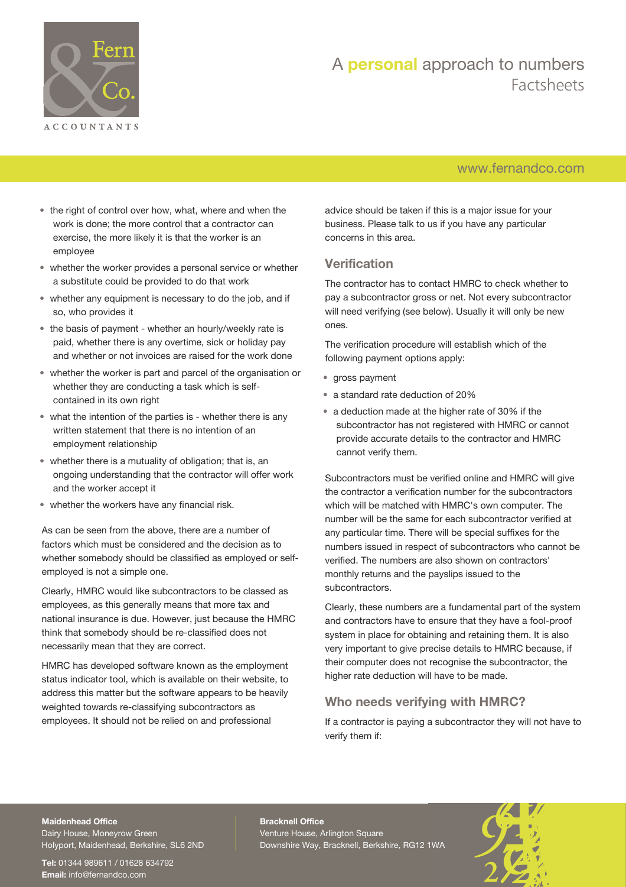- the right of control over how, what, where and when the work is done; the more control that a contractor can exercise, the more likely it is that the worker is an employee
- whether the worker provides a personal service or whether a substitute could be provided to do that work
- whether any equipment is necessary to do the job, and if so, who provides it
- the basis of payment - whether an hourly/weekly rate is paid, whether there is any overtime, sick or holiday pay and whether or not invoices are raised for the work done
- whether the worker is part and parcel of the organisation or whether they are conducting a task which is self-contained in its own right
- what the intention of the parties is - whether there is any written statement that there is no intention of an employment relationship
- whether there is a mutuality of obligation; that is, an ongoing understanding that the contractor will offer work and the worker accept it
- whether the workers have any financial risk.

As can be seen from the above, there are a number of factors which must be considered and the decision as to whether somebody should be classified as employed or self-employed is not a simple one.

Clearly, HMRC would like subcontractors to be classed as employees, as this generally means that more tax and national insurance is due. However, just because the HMRC think that somebody should be re-classified does not necessarily mean that they are correct.

HMRC has developed software known as the employment status indicator tool, which is available on their website, to address this matter but the software appears to be heavily weighted towards re-classifying subcontractors as employees. It should not be relied on and professional advice should be taken if this is a major issue for your business. Please talk to us if you have any particular concerns in this area.

## Verification

The contractor has to contact HMRC to check whether to pay a subcontractor gross or net. Not every subcontractor will need verifying (see below). Usually it will only be new ones.

The verification procedure will establish which of the following payment options apply:

- gross payment
- a standard rate deduction of 20%
- a deduction made at the higher rate of 30% if the subcontractor has not registered with HMRC or cannot provide accurate details to the contractor and HMRC cannot verify them.

Subcontractors must be verified online and HMRC will give the contractor a verification number for the subcontractors which will be matched with HMRC's own computer. The number will be the same for each subcontractor verified at any particular time. There will be special suffixes for the numbers issued in respect of subcontractors who cannot be verified. The numbers are also shown on contractors' monthly returns and the payslips issued to the subcontractors.

Clearly, these numbers are a fundamental part of the system and contractors have to ensure that they have a fool-proof system in place for obtaining and retaining them. It is also very important to give precise details to HMRC because, if their computer does not recognise the subcontractor, the higher rate deduction will have to be made.

## Who needs verifying with HMRC?

If a contractor is paying a subcontractor they will not have to verify them if: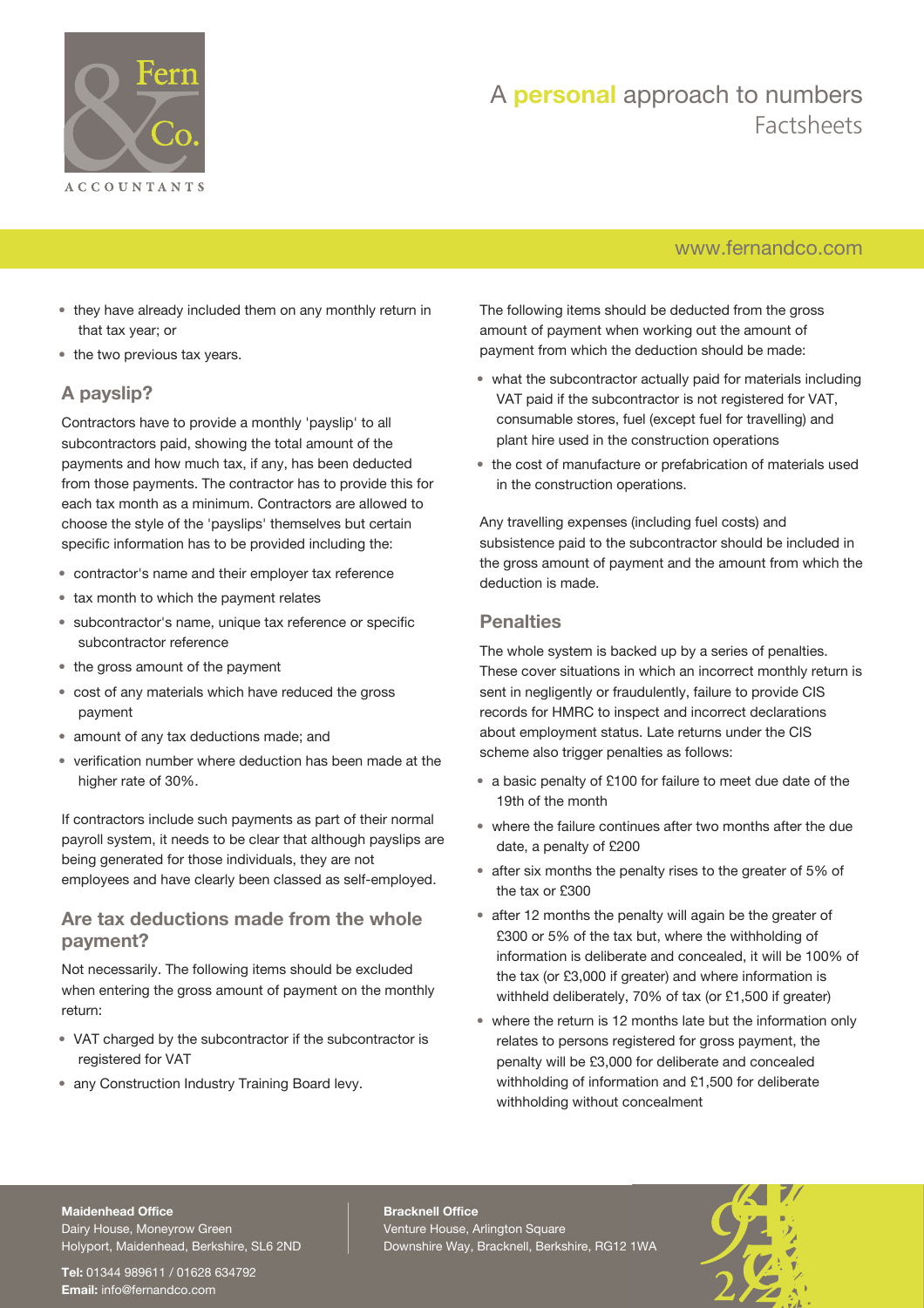- they have already included them on any monthly return in that tax year; or
- the two previous tax years.

## A payslip?

Contractors have to provide a monthly 'payslip' to all subcontractors paid, showing the total amount of the payments and how much tax, if any, has been deducted from those payments. The contractor has to provide this for each tax month as a minimum. Contractors are allowed to choose the style of the 'payslips' themselves but certain specific information has to be provided including the:

- contractor's name and their employer tax reference
- tax month to which the payment relates
- subcontractor's name, unique tax reference or specific subcontractor reference
- the gross amount of the payment
- cost of any materials which have reduced the gross payment
- amount of any tax deductions made; and
- verification number where deduction has been made at the higher rate of 30%.

If contractors include such payments as part of their normal payroll system, it needs to be clear that although payslips are being generated for those individuals, they are not employees and have clearly been classed as self-employed.

## Are tax deductions made from the whole payment?

Not necessarily. The following items should be excluded when entering the gross amount of payment on the monthly return:

- VAT charged by the subcontractor if the subcontractor is registered for VAT
- any Construction Industry Training Board levy.

The following items should be deducted from the gross amount of payment when working out the amount of payment from which the deduction should be made:

- what the subcontractor actually paid for materials including VAT paid if the subcontractor is not registered for VAT, consumable stores, fuel (except fuel for travelling) and plant hire used in the construction operations
- the cost of manufacture or prefabrication of materials used in the construction operations.

Any travelling expenses (including fuel costs) and subsistence paid to the subcontractor should be included in the gross amount of payment and the amount from which the deduction is made.

## Penalties

The whole system is backed up by a series of penalties. These cover situations in which an incorrect monthly return is sent in negligently or fraudulently, failure to provide CIS records for HMRC to inspect and incorrect declarations about employment status. Late returns under the CIS scheme also trigger penalties as follows:

- a basic penalty of £100 for failure to meet due date of the 19th of the month
- where the failure continues after two months after the due date, a penalty of £200
- after six months the penalty rises to the greater of 5% of the tax or £300
- after 12 months the penalty will again be the greater of £300 or 5% of the tax but, where the withholding of information is deliberate and concealed, it will be 100% of the tax (or £3,000 if greater) and where information is withheld deliberately, 70% of tax (or £1,500 if greater)
- where the return is 12 months late but the information only relates to persons registered for gross payment, the penalty will be £3,000 for deliberate and concealed withholding of information and £1,500 for deliberate withholding without concealment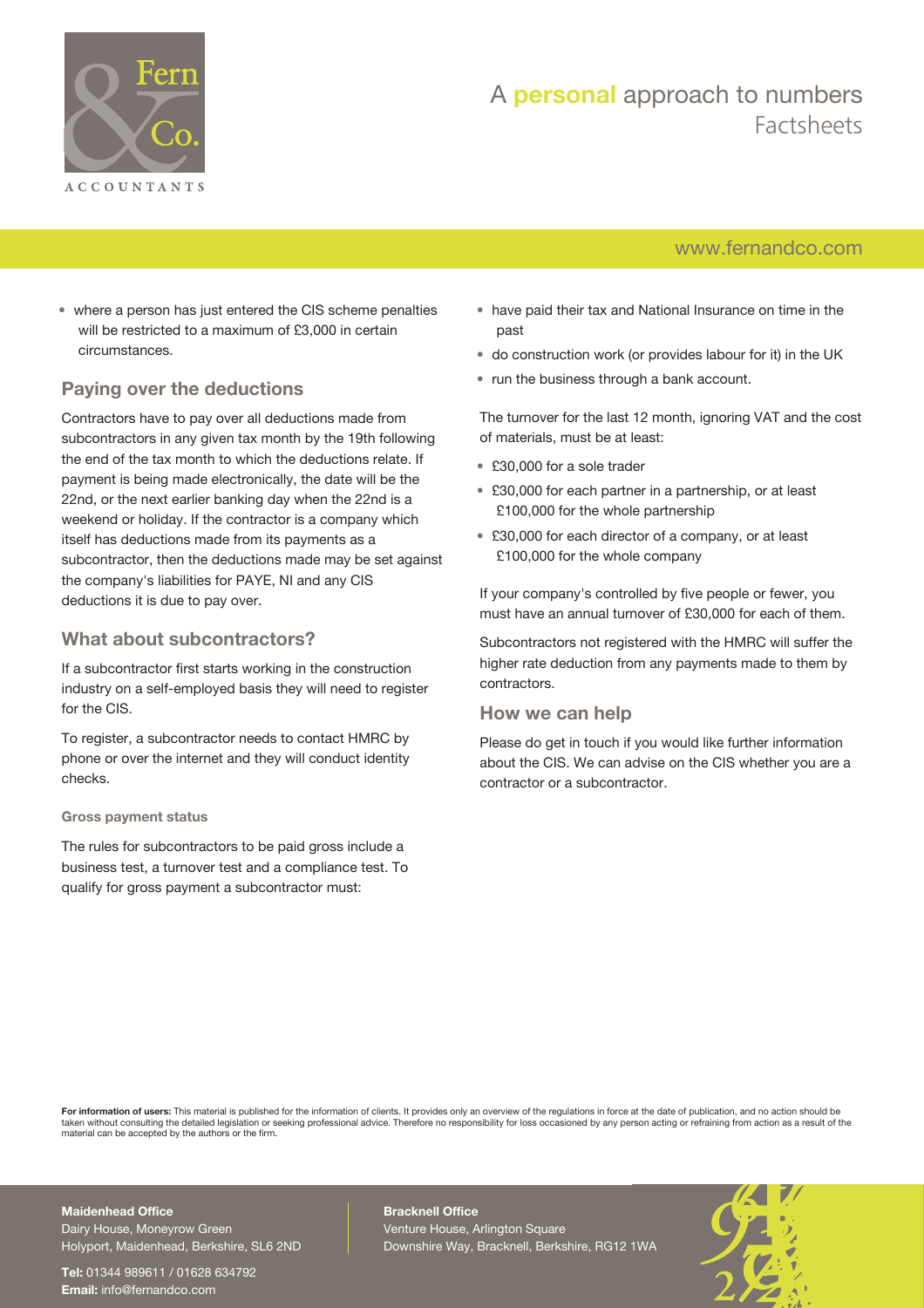- where a person has just entered the CIS scheme penalties will be restricted to a maximum of £3,000 in certain circumstances.

## Paying over the deductions

Contractors have to pay over all deductions made from subcontractors in any given tax month by the 19th following the end of the tax month to which the deductions relate. If payment is being made electronically, the date will be the 22nd, or the next earlier banking day when the 22nd is a weekend or holiday. If the contractor is a company which itself has deductions made from its payments as a subcontractor, then the deductions made may be set against the company's liabilities for PAYE, NI and any CIS deductions it is due to pay over.

## What about subcontractors?

If a subcontractor first starts working in the construction industry on a self-employed basis they will need to register for the CIS.

To register, a subcontractor needs to contact HMRC by phone or over the internet and they will conduct identity checks.

### Gross payment status

The rules for subcontractors to be paid gross include a business test, a turnover test and a compliance test. To qualify for gross payment a subcontractor must:

- have paid their tax and National Insurance on time in the past
- do construction work (or provides labour for it) in the UK
- run the business through a bank account.

The turnover for the last 12 month, ignoring VAT and the cost of materials, must be at least:

- £30,000 for a sole trader
- £30,000 for each partner in a partnership, or at least £100,000 for the whole partnership
- £30,000 for each director of a company, or at least £100,000 for the whole company

If your company's controlled by five people or fewer, you must have an annual turnover of £30,000 for each of them.

Subcontractors not registered with the HMRC will suffer the higher rate deduction from any payments made to them by contractors.

## How we can help

Please do get in touch if you would like further information about the CIS. We can advise on the CIS whether you are a contractor or a subcontractor.

**For information of users:** This material is published for the information of clients. It provides only an overview of the regulations in force at the date of publication, and no action should be taken without consulting the detailed legislation or seeking professional advice. Therefore no responsibility for loss occasioned by any person acting or refraining from action as a result of the material can be accepted by the authors or the firm.